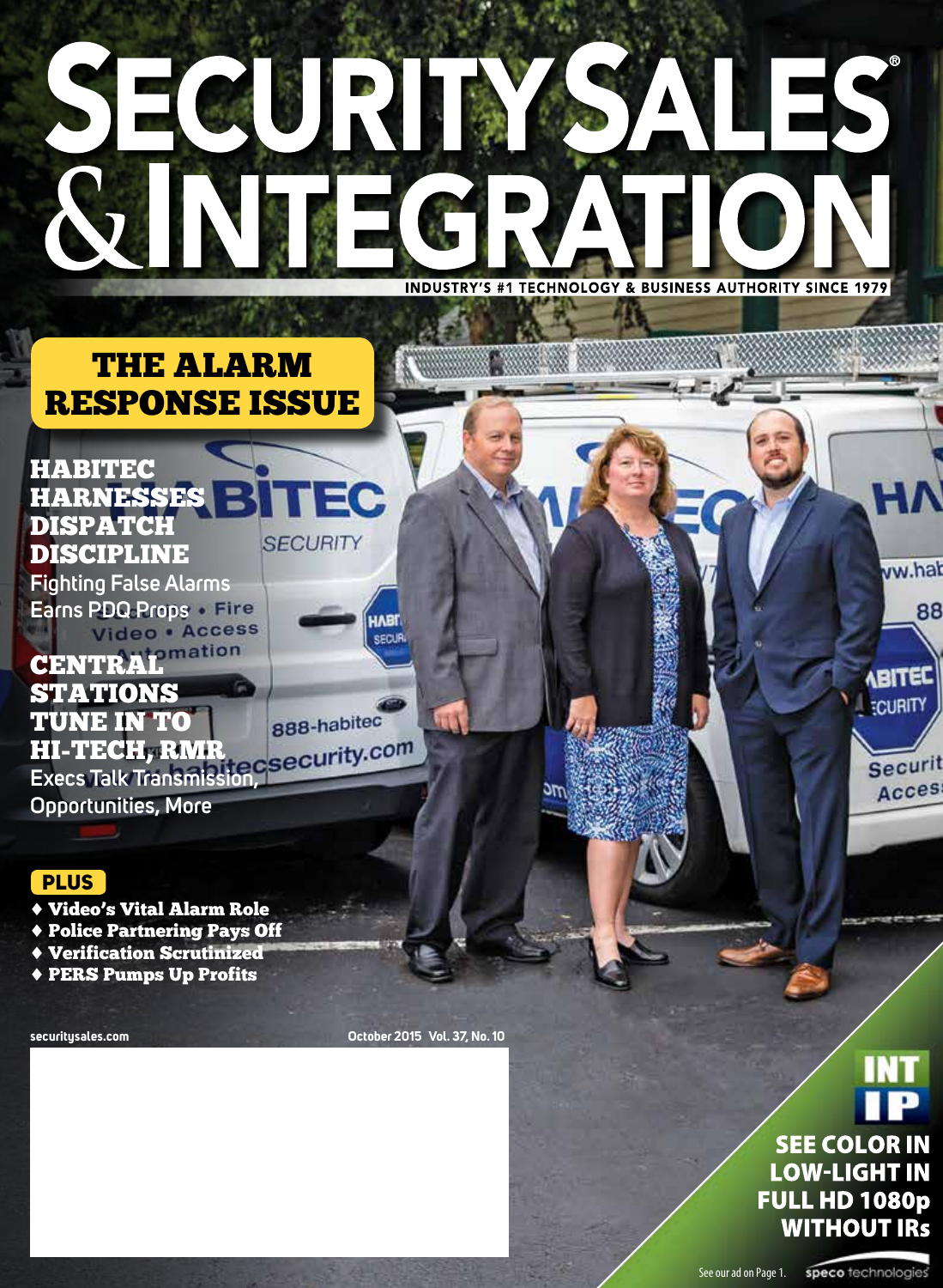# SECURITY SALES & INTEGRATION

INDUSTRY'S #1 TECHNOLOGY & BUSINESS AUTHORITY SINCE 1979

## THE ALARM RESPONSE ISSUE

### HABITEC HARNESSES DISPATCH DISCIPLINE

Fighting False Alarms Earns PDQ Props

### CENTRAL STATIONS TUNE IN TO HI-TECH, RMR

Execs Talk Transmission, Opportunities, More

**PLUS**

- ♦ Video's Vital Alarm Role
- ♦ Police Partnering Pays Off
- ♦ Verification Scrutinized
- ♦ PERS Pumps Up Profits

securitysales.com

October 2015 Vol. 37, No. 10

INT IP

SEE COLOR IN LOW-LIGHT IN FULL HD 1080p WITHOUT IRs

See our ad on Page 1. speco technologies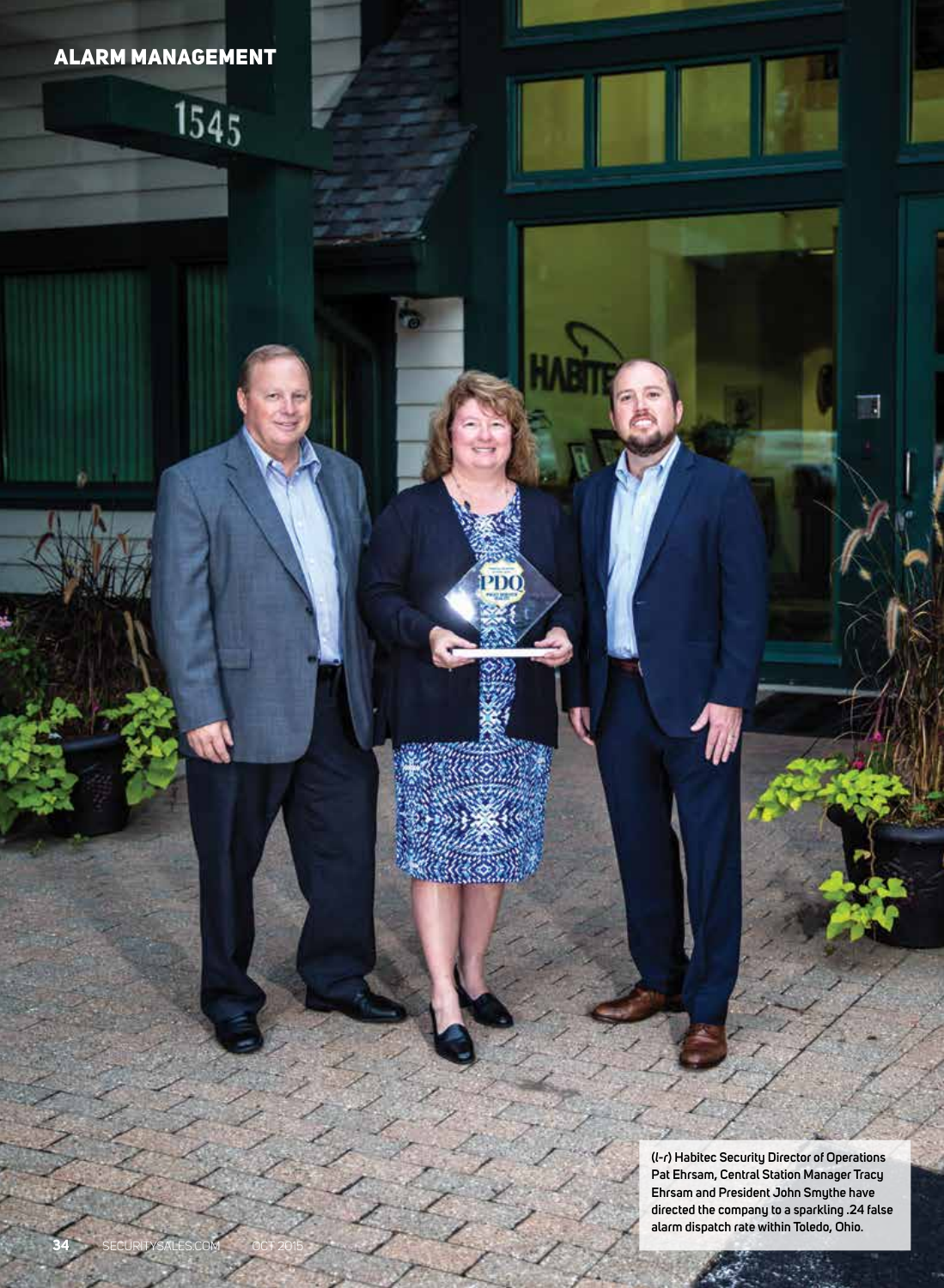(l-r) Habitec Security Director of Operations Pat Ehrsam, Central Station Manager Tracy Ehrsam and President John Smythe have directed the company to a sparkling .24 false alarm dispatch rate within Toledo, Ohio.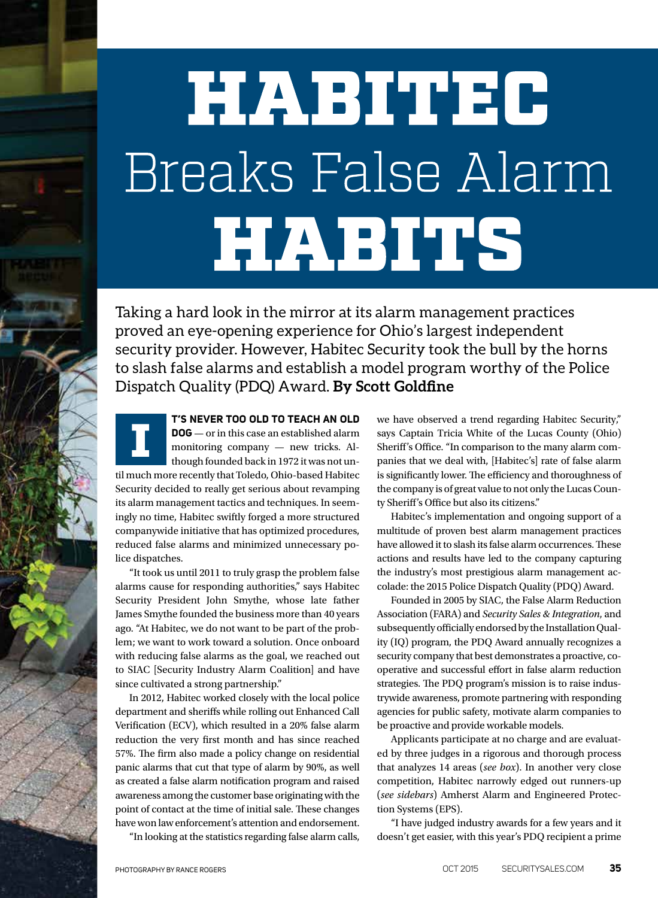# HABITEC Breaks False Alarm HABITS

Taking a hard look in the mirror at its alarm management practices proved an eye-opening experience for Ohio's largest independent security provider. However, Habitec Security took the bull by the horns to slash false alarms and establish a model program worthy of the Police Dispatch Quality (PDQ) Award. **By Scott Goldfine**

**IT'S NEVER TOO OLD TO TEACH AN OLD DOG** — or in this case an established alarm monitoring company — new tricks. Although founded back in 1972 it was not until much more recently that Toledo, Ohio-based Habitec Security decided to really get serious about revamping its alarm management tactics and techniques. In seemingly no time, Habitec swiftly forged a more structured companywide initiative that has optimized procedures, reduced false alarms and minimized unnecessary police dispatches.

"It took until 2011 to truly grasp the problem false alarms cause for responding authorities," says Habitec Security President John Smythe, whose late father James Smythe founded the business more than 40 years ago. "At Habitec, we do not want to be part of the problem; we want to work toward a solution. Once onboard with reducing false alarms as the goal, we reached out to SIAC [Security Industry Alarm Coalition] and have since cultivated a strong partnership."

In 2012, Habitec worked closely with the local police department and sheriffs while rolling out Enhanced Call Verification (ECV), which resulted in a 20% false alarm reduction the very first month and has since reached 57%. The firm also made a policy change on residential panic alarms that cut that type of alarm by 90%, as well as created a false alarm notification program and raised awareness among the customer base originating with the point of contact at the time of initial sale. These changes have won law enforcement's attention and endorsement.

"In looking at the statistics regarding false alarm calls, we have observed a trend regarding Habitec Security," says Captain Tricia White of the Lucas County (Ohio) Sheriff's Office. "In comparison to the many alarm companies that we deal with, [Habitec's] rate of false alarm is significantly lower. The efficiency and thoroughness of the company is of great value to not only the Lucas County Sheriff's Office but also its citizens."

Habitec's implementation and ongoing support of a multitude of proven best alarm management practices have allowed it to slash its false alarm occurrences. These actions and results have led to the company capturing the industry's most prestigious alarm management accolade: the 2015 Police Dispatch Quality (PDQ) Award.

Founded in 2005 by SIAC, the False Alarm Reduction Association (FARA) and *Security Sales & Integration*, and subsequently officially endorsed by the Installation Quality (IQ) program, the PDQ Award annually recognizes a security company that best demonstrates a proactive, cooperative and successful effort in false alarm reduction strategies. The PDQ program's mission is to raise industrywide awareness, promote partnering with responding agencies for public safety, motivate alarm companies to be proactive and provide workable models.

Applicants participate at no charge and are evaluated by three judges in a rigorous and thorough process that analyzes 14 areas (*see box*). In another very close competition, Habitec narrowly edged out runners-up (*see sidebars*) Amherst Alarm and Engineered Protection Systems (EPS).

"I have judged industry awards for a few years and it doesn't get easier, with this year's PDQ recipient a prime

PHOTOGRAPHY BY RANCE ROGERS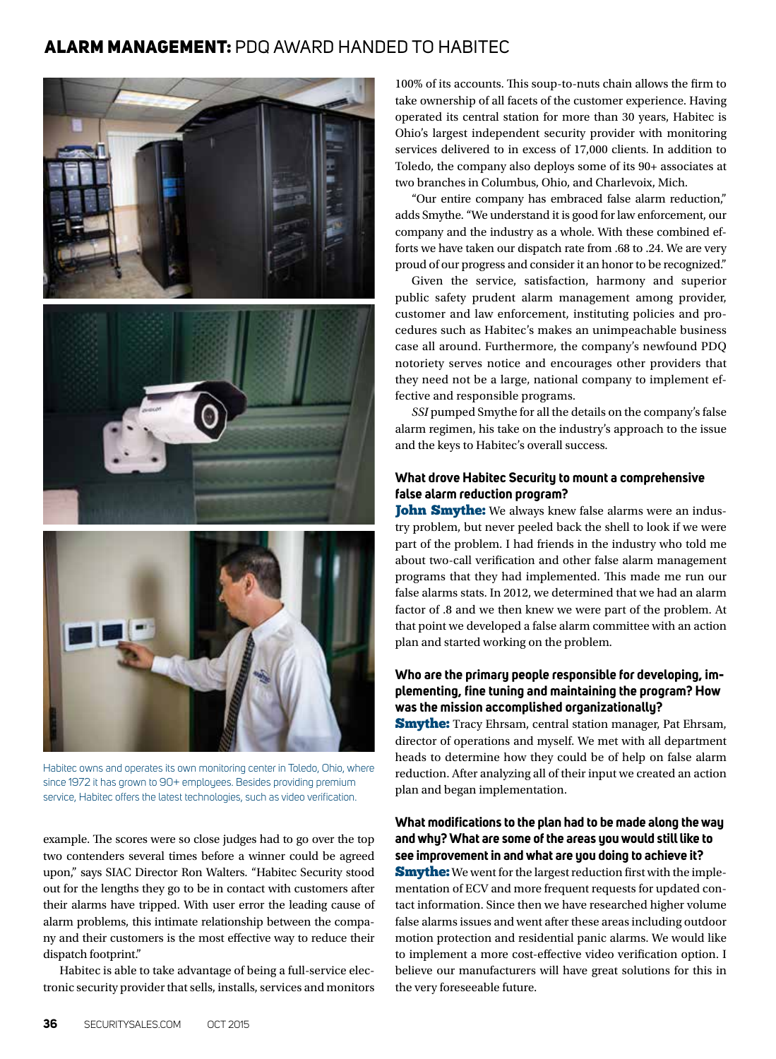Habitec owns and operates its own monitoring center in Toledo, Ohio, where since 1972 it has grown to 90+ employees. Besides providing premium service, Habitec offers the latest technologies, such as video verification.

example. The scores were so close judges had to go over the top two contenders several times before a winner could be agreed upon," says SIAC Director Ron Walters. "Habitec Security stood out for the lengths they go to be in contact with customers after their alarms have tripped. With user error the leading cause of alarm problems, this intimate relationship between the company and their customers is the most effective way to reduce their dispatch footprint."

Habitec is able to take advantage of being a full-service electronic security provider that sells, installs, services and monitors 100% of its accounts. This soup-to-nuts chain allows the firm to take ownership of all facets of the customer experience. Having operated its central station for more than 30 years, Habitec is Ohio's largest independent security provider with monitoring services delivered to in excess of 17,000 clients. In addition to Toledo, the company also deploys some of its 90+ associates at two branches in Columbus, Ohio, and Charlevoix, Mich.

"Our entire company has embraced false alarm reduction," adds Smythe. "We understand it is good for law enforcement, our company and the industry as a whole. With these combined efforts we have taken our dispatch rate from .68 to .24. We are very proud of our progress and consider it an honor to be recognized."

Given the service, satisfaction, harmony and superior public safety prudent alarm management among provider, customer and law enforcement, instituting policies and procedures such as Habitec's makes an unimpeachable business case all around. Furthermore, the company's newfound PDQ notoriety serves notice and encourages other providers that they need not be a large, national company to implement effective and responsible programs.

*SSI* pumped Smythe for all the details on the company's false alarm regimen, his take on the industry's approach to the issue and the keys to Habitec's overall success.

**What drove Habitec Security to mount a comprehensive false alarm reduction program?**

**John Smythe:** We always knew false alarms were an industry problem, but never peeled back the shell to look if we were part of the problem. I had friends in the industry who told me about two-call verification and other false alarm management programs that they had implemented. This made me run our false alarms stats. In 2012, we determined that we had an alarm factor of .8 and we then knew we were part of the problem. At that point we developed a false alarm committee with an action plan and started working on the problem.

**Who are the primary people responsible for developing, implementing, fine tuning and maintaining the program? How was the mission accomplished organizationally?**

**Smythe:** Tracy Ehrsam, central station manager, Pat Ehrsam, director of operations and myself. We met with all department heads to determine how they could be of help on false alarm reduction. After analyzing all of their input we created an action plan and began implementation.

**What modifications to the plan had to be made along the way and why? What are some of the areas you would still like to see improvement in and what are you doing to achieve it?**

**Smythe:** We went for the largest reduction first with the implementation of ECV and more frequent requests for updated contact information. Since then we have researched higher volume false alarms issues and went after these areas including outdoor motion protection and residential panic alarms. We would like to implement a more cost-effective video verification option. I believe our manufacturers will have great solutions for this in the very foreseeable future.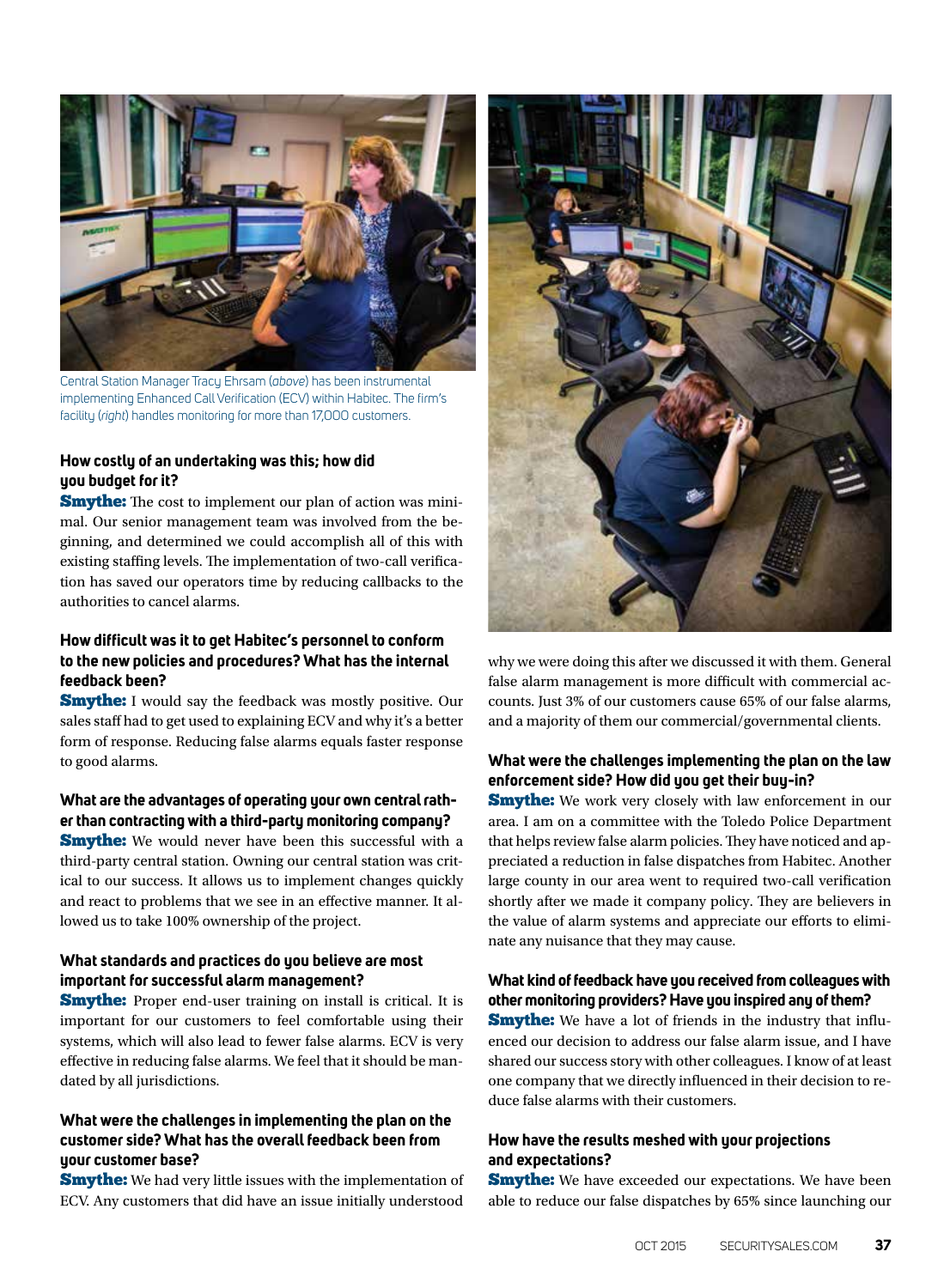Central Station Manager Tracy Ehrsam (*above*) has been instrumental implementing Enhanced Call Verification (ECV) within Habitec. The firm's facility (*right*) handles monitoring for more than 17,000 customers.

### How costly of an undertaking was this; how did you budget for it?

**Smythe:** The cost to implement our plan of action was minimal. Our senior management team was involved from the beginning, and determined we could accomplish all of this with existing staffing levels. The implementation of two-call verification has saved our operators time by reducing callbacks to the authorities to cancel alarms.

### How difficult was it to get Habitec's personnel to conform to the new policies and procedures? What has the internal feedback been?

**Smythe:** I would say the feedback was mostly positive. Our sales staff had to get used to explaining ECV and why it's a better form of response. Reducing false alarms equals faster response to good alarms.

### What are the advantages of operating your own central rather than contracting with a third-party monitoring company?

**Smythe:** We would never have been this successful with a third-party central station. Owning our central station was critical to our success. It allows us to implement changes quickly and react to problems that we see in an effective manner. It allowed us to take 100% ownership of the project.

### What standards and practices do you believe are most important for successful alarm management?

**Smythe:** Proper end-user training on install is critical. It is important for our customers to feel comfortable using their systems, which will also lead to fewer false alarms. ECV is very effective in reducing false alarms. We feel that it should be mandated by all jurisdictions.

### What were the challenges in implementing the plan on the customer side? What has the overall feedback been from your customer base?

**Smythe:** We had very little issues with the implementation of ECV. Any customers that did have an issue initially understood why we were doing this after we discussed it with them. General false alarm management is more difficult with commercial accounts. Just 3% of our customers cause 65% of our false alarms, and a majority of them our commercial/governmental clients.

### What were the challenges implementing the plan on the law enforcement side? How did you get their buy-in?

**Smythe:** We work very closely with law enforcement in our area. I am on a committee with the Toledo Police Department that helps review false alarm policies. They have noticed and appreciated a reduction in false dispatches from Habitec. Another large county in our area went to required two-call verification shortly after we made it company policy. They are believers in the value of alarm systems and appreciate our efforts to eliminate any nuisance that they may cause.

### What kind of feedback have you received from colleagues with other monitoring providers? Have you inspired any of them?

**Smythe:** We have a lot of friends in the industry that influenced our decision to address our false alarm issue, and I have shared our success story with other colleagues. I know of at least one company that we directly influenced in their decision to reduce false alarms with their customers.

### How have the results meshed with your projections and expectations?

**Smythe:** We have exceeded our expectations. We have been able to reduce our false dispatches by 65% since launching our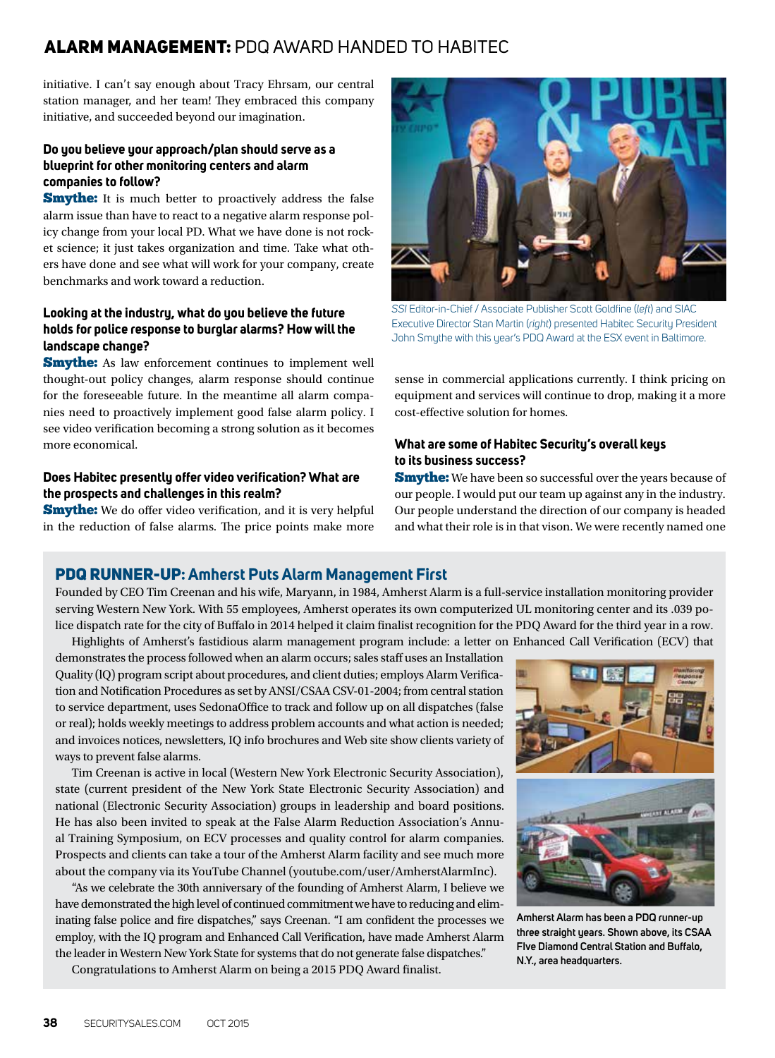## ALARM MANAGEMENT: PDQ AWARD HANDED TO HABITEC

initiative. I can't say enough about Tracy Ehrsam, our central station manager, and her team! They embraced this company initiative, and succeeded beyond our imagination.

**Do you believe your approach/plan should serve as a blueprint for other monitoring centers and alarm companies to follow?**

**Smythe:** It is much better to proactively address the false alarm issue than have to react to a negative alarm response policy change from your local PD. What we have done is not rocket science; it just takes organization and time. Take what others have done and see what will work for your company, create benchmarks and work toward a reduction.

**Looking at the industry, what do you believe the future holds for police response to burglar alarms? How will the landscape change?**

**Smythe:** As law enforcement continues to implement well thought-out policy changes, alarm response should continue for the foreseeable future. In the meantime all alarm companies need to proactively implement good false alarm policy. I see video verification becoming a strong solution as it becomes more economical.

**Does Habitec presently offer video verification? What are the prospects and challenges in this realm?**

**Smythe:** We do offer video verification, and it is very helpful in the reduction of false alarms. The price points make more sense in commercial applications currently. I think pricing on equipment and services will continue to drop, making it a more cost-effective solution for homes.

*SSI* Editor-in-Chief / Associate Publisher Scott Goldfine (*left*) and SIAC Executive Director Stan Martin (*right*) presented Habitec Security President John Smythe with this year's PDQ Award at the ESX event in Baltimore.

**What are some of Habitec Security's overall keys to its business success?**

**Smythe:** We have been so successful over the years because of our people. I would put our team up against any in the industry. Our people understand the direction of our company is headed and what their role is in that vison. We were recently named one

### PDQ RUNNER-UP: Amherst Puts Alarm Management First

Founded by CEO Tim Creenan and his wife, Maryann, in 1984, Amherst Alarm is a full-service installation monitoring provider serving Western New York. With 55 employees, Amherst operates its own computerized UL monitoring center and its .039 police dispatch rate for the city of Buffalo in 2014 helped it claim finalist recognition for the PDQ Award for the third year in a row.

Highlights of Amherst's fastidious alarm management program include: a letter on Enhanced Call Verification (ECV) that demonstrates the process followed when an alarm occurs; sales staff uses an Installation Quality (IQ) program script about procedures, and client duties; employs Alarm Verification and Notification Procedures as set by ANSI/CSAA CSV-01-2004; from central station to service department, uses SedonaOffice to track and follow up on all dispatches (false or real); holds weekly meetings to address problem accounts and what action is needed; and invoices notices, newsletters, IQ info brochures and Web site show clients variety of ways to prevent false alarms.

Tim Creenan is active in local (Western New York Electronic Security Association), state (current president of the New York State Electronic Security Association) and national (Electronic Security Association) groups in leadership and board positions. He has also been invited to speak at the False Alarm Reduction Association's Annual Training Symposium, on ECV processes and quality control for alarm companies. Prospects and clients can take a tour of the Amherst Alarm facility and see much more about the company via its YouTube Channel (youtube.com/user/AmherstAlarmInc).

"As we celebrate the 30th anniversary of the founding of Amherst Alarm, I believe we have demonstrated the high level of continued commitment we have to reducing and eliminating false police and fire dispatches," says Creenan. "I am confident the processes we employ, with the IQ program and Enhanced Call Verification, have made Amherst Alarm the leader in Western New York State for systems that do not generate false dispatches."

Congratulations to Amherst Alarm on being a 2015 PDQ Award finalist.

**Amherst Alarm has been a PDQ runner-up three straight years. Shown above, its CSAA Five Diamond Central Station and Buffalo, N.Y., area headquarters.**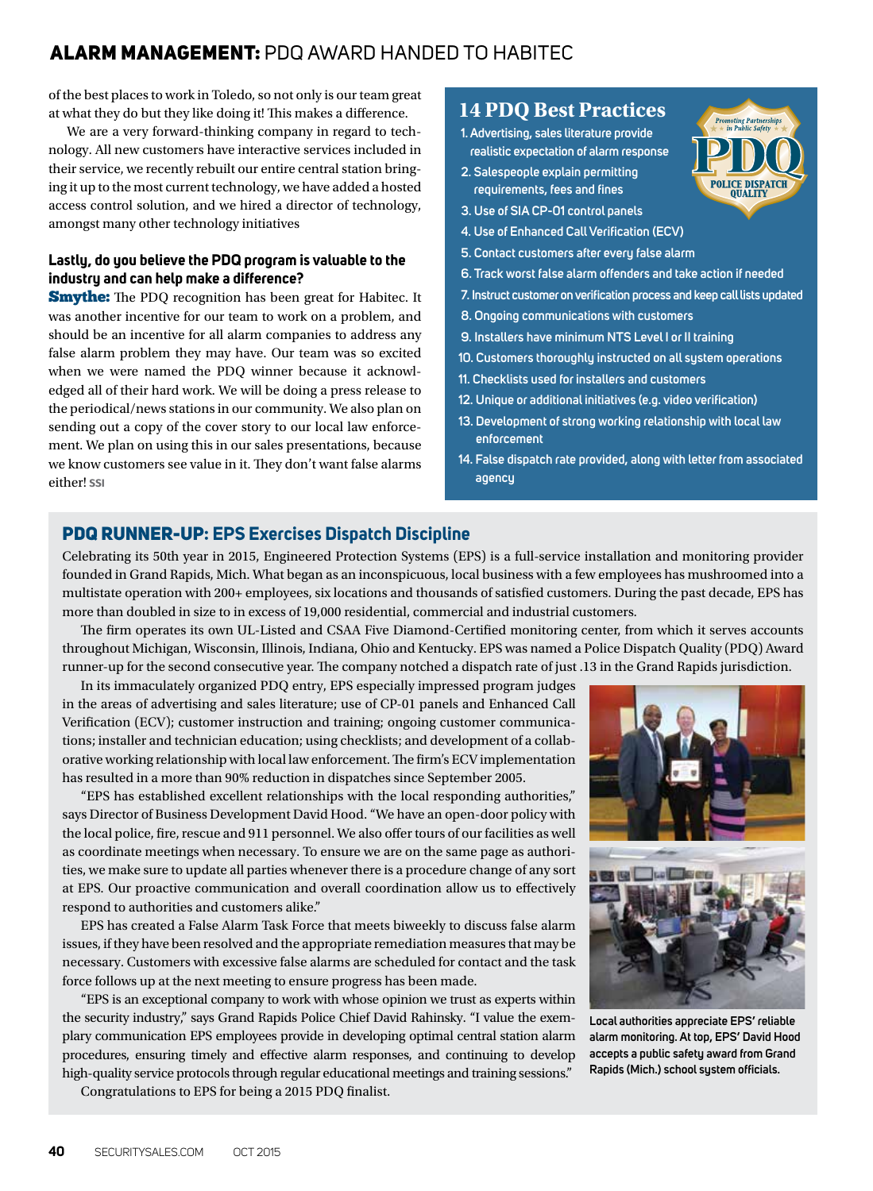of the best places to work in Toledo, so not only is our team great at what they do but they like doing it! This makes a difference.

We are a very forward-thinking company in regard to technology. All new customers have interactive services included in their service, we recently rebuilt our entire central station bringing it up to the most current technology, we have added a hosted access control solution, and we hired a director of technology, amongst many other technology initiatives

**Lastly, do you believe the PDQ program is valuable to the industry and can help make a difference?**

**Smythe:** The PDQ recognition has been great for Habitec. It was another incentive for our team to work on a problem, and should be an incentive for all alarm companies to address any false alarm problem they may have. Our team was so excited when we were named the PDQ winner because it acknowledged all of their hard work. We will be doing a press release to the periodical/news stations in our community. We also plan on sending out a copy of the cover story to our local law enforcement. We plan on using this in our sales presentations, because we know customers see value in it. They don't want false alarms either! SSI

## 14 PDQ Best Practices

1. Advertising, sales literature provide realistic expectation of alarm response
2. Salespeople explain permitting requirements, fees and fines
3. Use of SIA CP-01 control panels
4. Use of Enhanced Call Verification (ECV)
5. Contact customers after every false alarm
6. Track worst false alarm offenders and take action if needed
7. Instruct customer on verification process and keep call lists updated
8. Ongoing communications with customers
9. Installers have minimum NTS Level I or II training
10. Customers thoroughly instructed on all system operations
11. Checklists used for installers and customers
12. Unique or additional initiatives (e.g. video verification)
13. Development of strong working relationship with local law enforcement
14. False dispatch rate provided, along with letter from associated agency

Promoting Partnerships in Public Safety
PDQ
POLICE DISPATCH QUALITY

## PDQ RUNNER-UP: EPS Exercises Dispatch Discipline

Celebrating its 50th year in 2015, Engineered Protection Systems (EPS) is a full-service installation and monitoring provider founded in Grand Rapids, Mich. What began as an inconspicuous, local business with a few employees has mushroomed into a multistate operation with 200+ employees, six locations and thousands of satisfied customers. During the past decade, EPS has more than doubled in size to in excess of 19,000 residential, commercial and industrial customers.

The firm operates its own UL-Listed and CSAA Five Diamond-Certified monitoring center, from which it serves accounts throughout Michigan, Wisconsin, Illinois, Indiana, Ohio and Kentucky. EPS was named a Police Dispatch Quality (PDQ) Award runner-up for the second consecutive year. The company notched a dispatch rate of just .13 in the Grand Rapids jurisdiction.

In its immaculately organized PDQ entry, EPS especially impressed program judges in the areas of advertising and sales literature; use of CP-01 panels and Enhanced Call Verification (ECV); customer instruction and training; ongoing customer communications; installer and technician education; using checklists; and development of a collaborative working relationship with local law enforcement. The firm's ECV implementation has resulted in a more than 90% reduction in dispatches since September 2005.

"EPS has established excellent relationships with the local responding authorities," says Director of Business Development David Hood. "We have an open-door policy with the local police, fire, rescue and 911 personnel. We also offer tours of our facilities as well as coordinate meetings when necessary. To ensure we are on the same page as authorities, we make sure to update all parties whenever there is a procedure change of any sort at EPS. Our proactive communication and overall coordination allow us to effectively respond to authorities and customers alike."

EPS has created a False Alarm Task Force that meets biweekly to discuss false alarm issues, if they have been resolved and the appropriate remediation measures that may be necessary. Customers with excessive false alarms are scheduled for contact and the task force follows up at the next meeting to ensure progress has been made.

"EPS is an exceptional company to work with whose opinion we trust as experts within the security industry," says Grand Rapids Police Chief David Rahinsky. "I value the exemplary communication EPS employees provide in developing optimal central station alarm procedures, ensuring timely and effective alarm responses, and continuing to develop high-quality service protocols through regular educational meetings and training sessions."

Congratulations to EPS for being a 2015 PDQ finalist.

Local authorities appreciate EPS' reliable alarm monitoring. At top, EPS' David Hood accepts a public safety award from Grand Rapids (Mich.) school system officials.